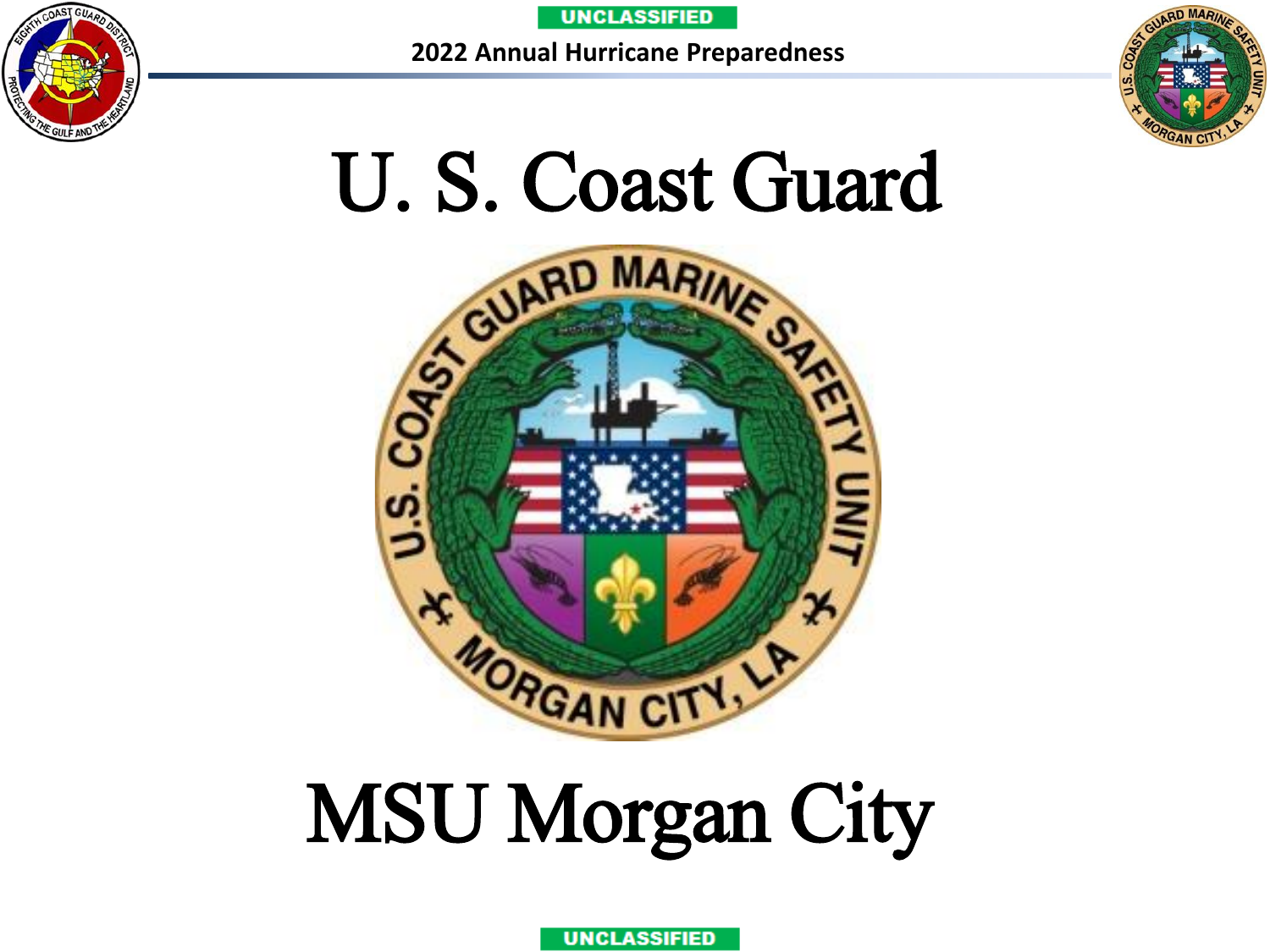UNCLASSIFIED

2022 Annual Hurricane Preparedness

# U. S. Coast Guard

# MSU Morgan City

UNCLASSIFIED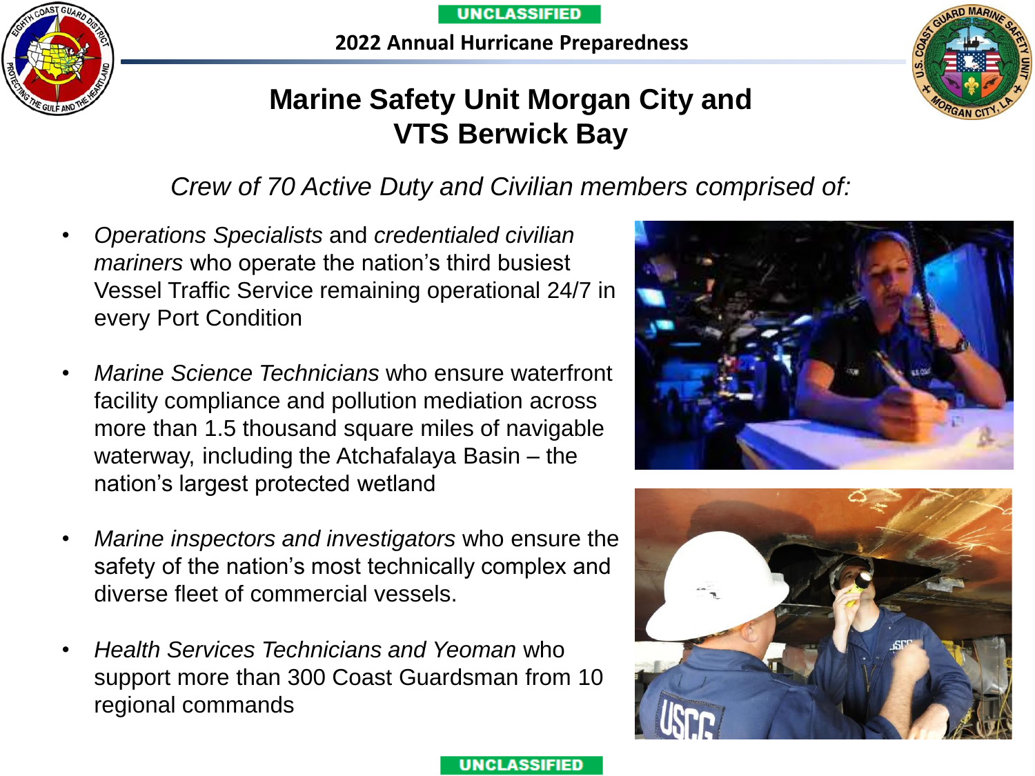UNCLASSIFIED

2022 Annual Hurricane Preparedness

# Marine Safety Unit Morgan City and VTS Berwick Bay

*Crew of 70 Active Duty and Civilian members comprised of:*

- *Operations Specialists* and *credentialed civilian mariners* who operate the nation's third busiest Vessel Traffic Service remaining operational 24/7 in every Port Condition
- *Marine Science Technicians* who ensure waterfront facility compliance and pollution mediation across more than 1.5 thousand square miles of navigable waterway, including the Atchafalaya Basin – the nation's largest protected wetland
- *Marine inspectors and investigators* who ensure the safety of the nation's most technically complex and diverse fleet of commercial vessels.
- *Health Services Technicians and Yeoman* who support more than 300 Coast Guardsman from 10 regional commands

UNCLASSIFIED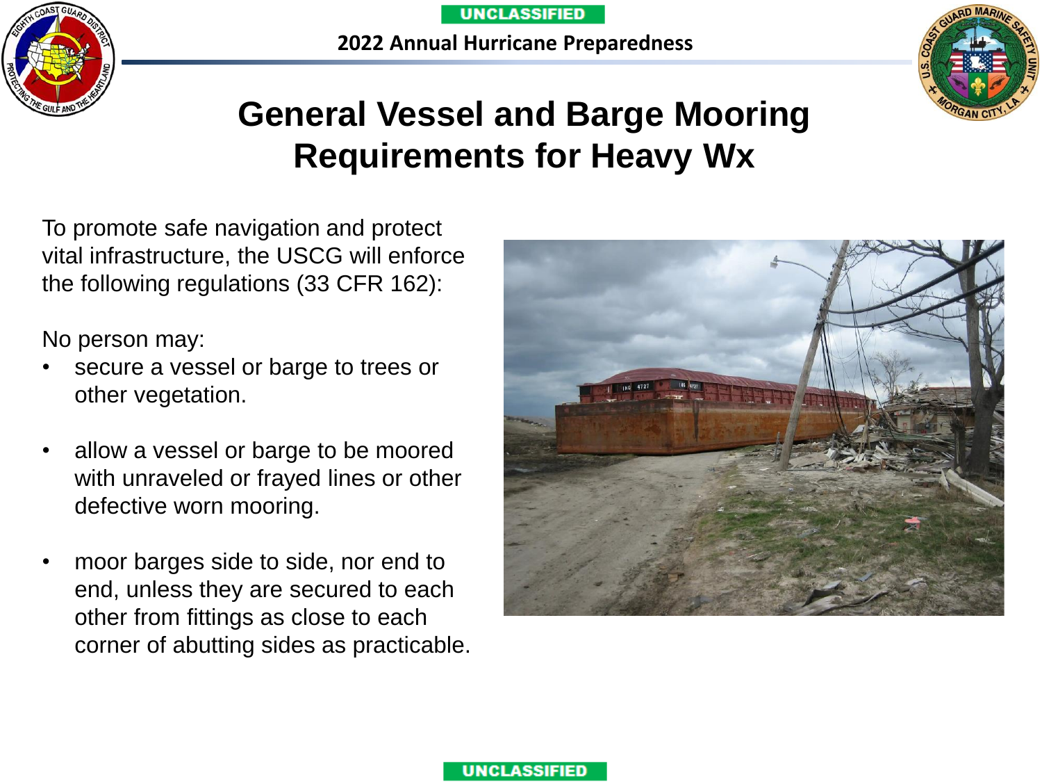UNCLASSIFIED

2022 Annual Hurricane Preparedness

# General Vessel and Barge Mooring Requirements for Heavy Wx

To promote safe navigation and protect vital infrastructure, the USCG will enforce the following regulations (33 CFR 162):

No person may:

- secure a vessel or barge to trees or other vegetation.
- allow a vessel or barge to be moored with unraveled or frayed lines or other defective worn mooring.
- moor barges side to side, nor end to end, unless they are secured to each other from fittings as close to each corner of abutting sides as practicable.

UNCLASSIFIED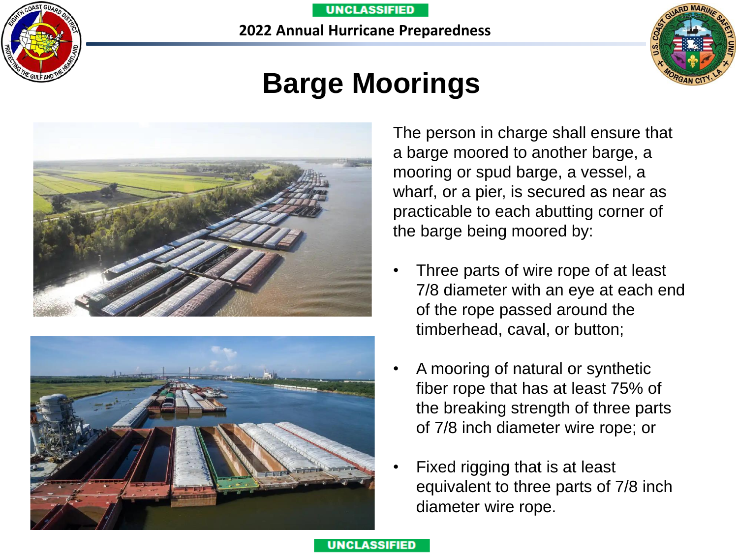# Barge Moorings

The person in charge shall ensure that a barge moored to another barge, a mooring or spud barge, a vessel, a wharf, or a pier, is secured as near as practicable to each abutting corner of the barge being moored by:

- Three parts of wire rope of at least 7/8 diameter with an eye at each end of the rope passed around the timberhead, caval, or button;
- A mooring of natural or synthetic fiber rope that has at least 75% of the breaking strength of three parts of 7/8 inch diameter wire rope; or
- Fixed rigging that is at least equivalent to three parts of 7/8 inch diameter wire rope.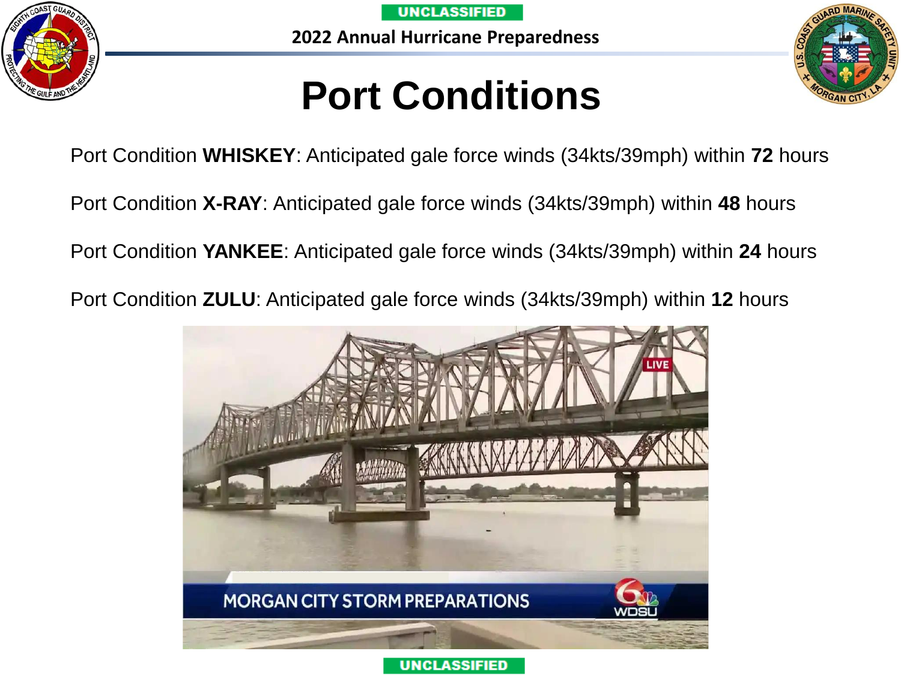# Port Conditions

Port Condition **WHISKEY**: Anticipated gale force winds (34kts/39mph) within **72** hours

Port Condition **X-RAY**: Anticipated gale force winds (34kts/39mph) within **48** hours

Port Condition **YANKEE**: Anticipated gale force winds (34kts/39mph) within **24** hours

Port Condition **ZULU**: Anticipated gale force winds (34kts/39mph) within **12** hours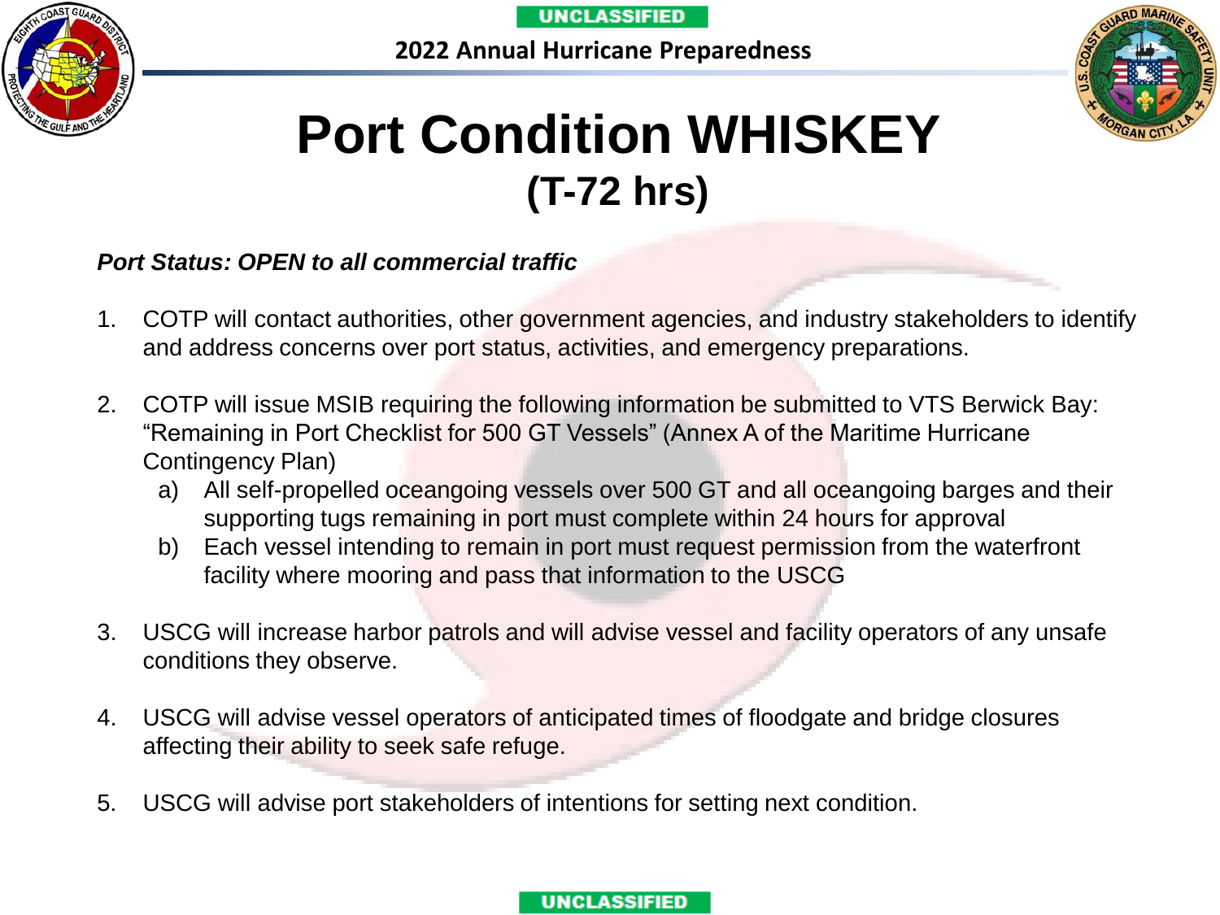# Port Condition WHISKEY

## (T-72 hrs)

***Port Status: OPEN to all commercial traffic***

1. COTP will contact authorities, other government agencies, and industry stakeholders to identify and address concerns over port status, activities, and emergency preparations.

2. COTP will issue MSIB requiring the following information be submitted to VTS Berwick Bay: "Remaining in Port Checklist for 500 GT Vessels" (Annex A of the Maritime Hurricane Contingency Plan)
   a) All self-propelled oceangoing vessels over 500 GT and all oceangoing barges and their supporting tugs remaining in port must complete within 24 hours for approval
   b) Each vessel intending to remain in port must request permission from the waterfront facility where mooring and pass that information to the USCG

3. USCG will increase harbor patrols and will advise vessel and facility operators of any unsafe conditions they observe.

4. USCG will advise vessel operators of anticipated times of floodgate and bridge closures affecting their ability to seek safe refuge.

5. USCG will advise port stakeholders of intentions for setting next condition.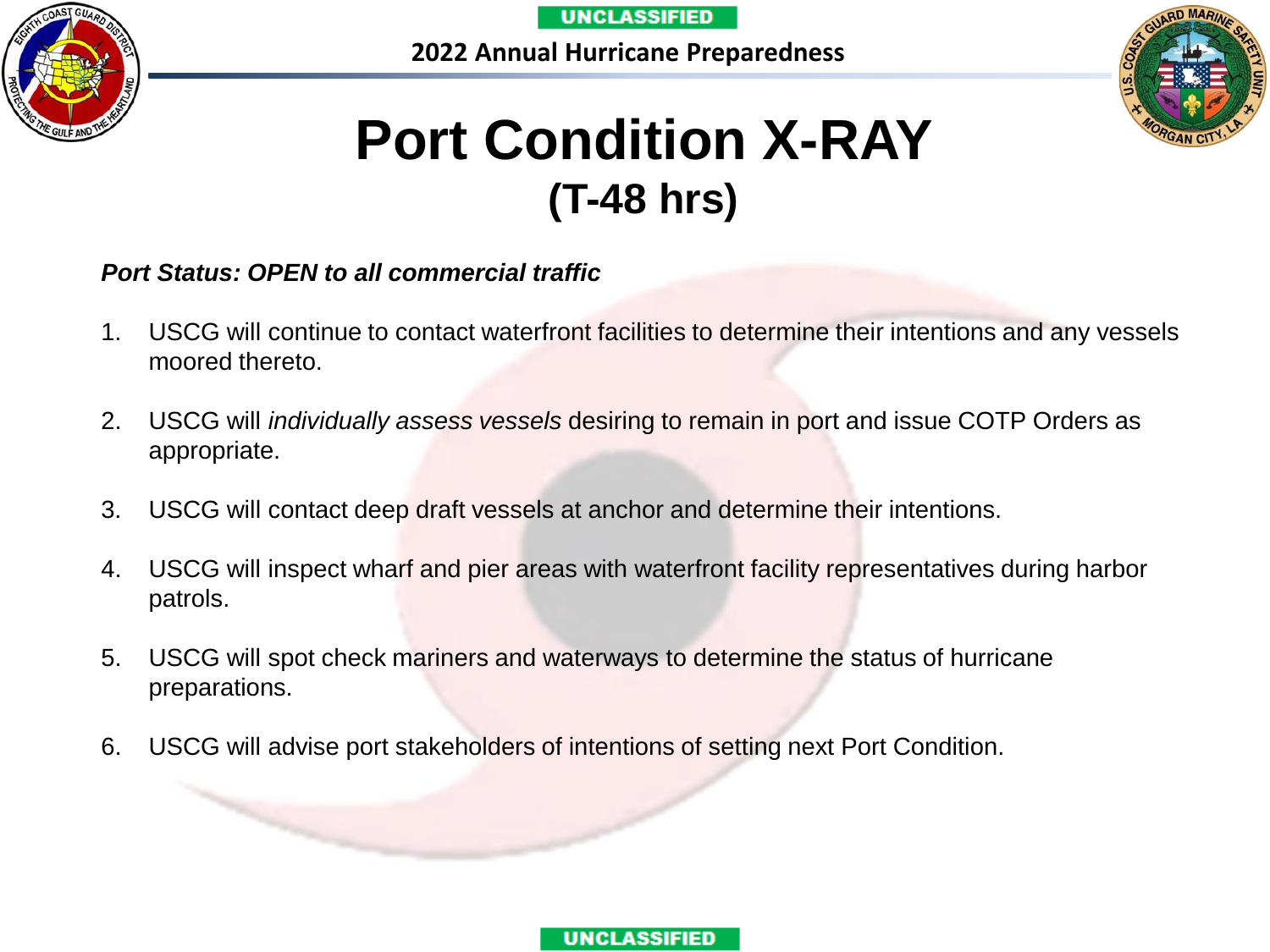# Port Condition X-RAY

## (T-48 hrs)

***Port Status: OPEN to all commercial traffic***

1. USCG will continue to contact waterfront facilities to determine their intentions and any vessels moored thereto.
2. USCG will *individually assess vessels* desiring to remain in port and issue COTP Orders as appropriate.
3. USCG will contact deep draft vessels at anchor and determine their intentions.
4. USCG will inspect wharf and pier areas with waterfront facility representatives during harbor patrols.
5. USCG will spot check mariners and waterways to determine the status of hurricane preparations.
6. USCG will advise port stakeholders of intentions of setting next Port Condition.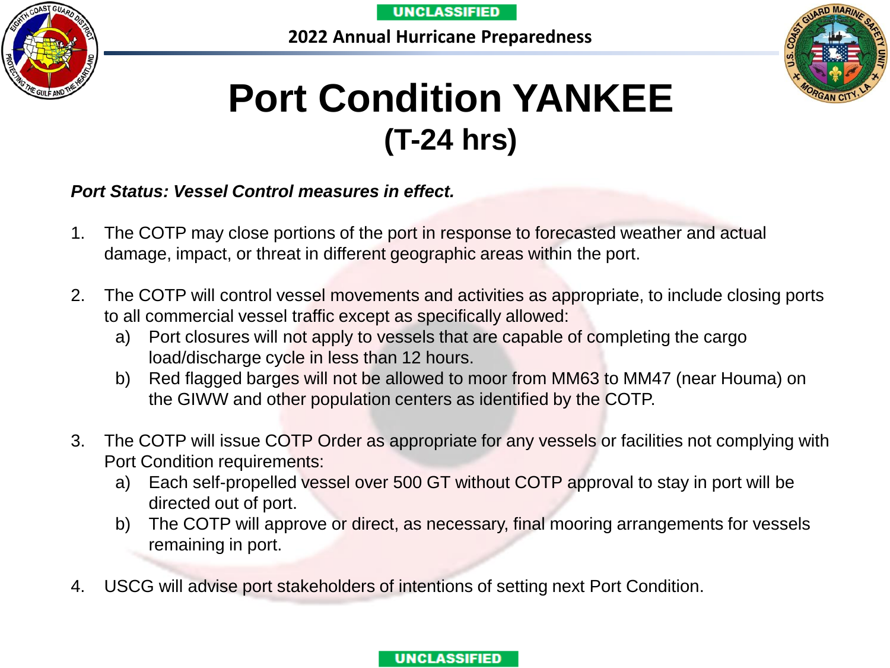# Port Condition YANKEE

## (T-24 hrs)

***Port Status: Vessel Control measures in effect.***

1. The COTP may close portions of the port in response to forecasted weather and actual damage, impact, or threat in different geographic areas within the port.

2. The COTP will control vessel movements and activities as appropriate, to include closing ports to all commercial vessel traffic except as specifically allowed:
   a) Port closures will not apply to vessels that are capable of completing the cargo load/discharge cycle in less than 12 hours.
   b) Red flagged barges will not be allowed to moor from MM63 to MM47 (near Houma) on the GIWW and other population centers as identified by the COTP.

3. The COTP will issue COTP Order as appropriate for any vessels or facilities not complying with Port Condition requirements:
   a) Each self-propelled vessel over 500 GT without COTP approval to stay in port will be directed out of port.
   b) The COTP will approve or direct, as necessary, final mooring arrangements for vessels remaining in port.

4. USCG will advise port stakeholders of intentions of setting next Port Condition.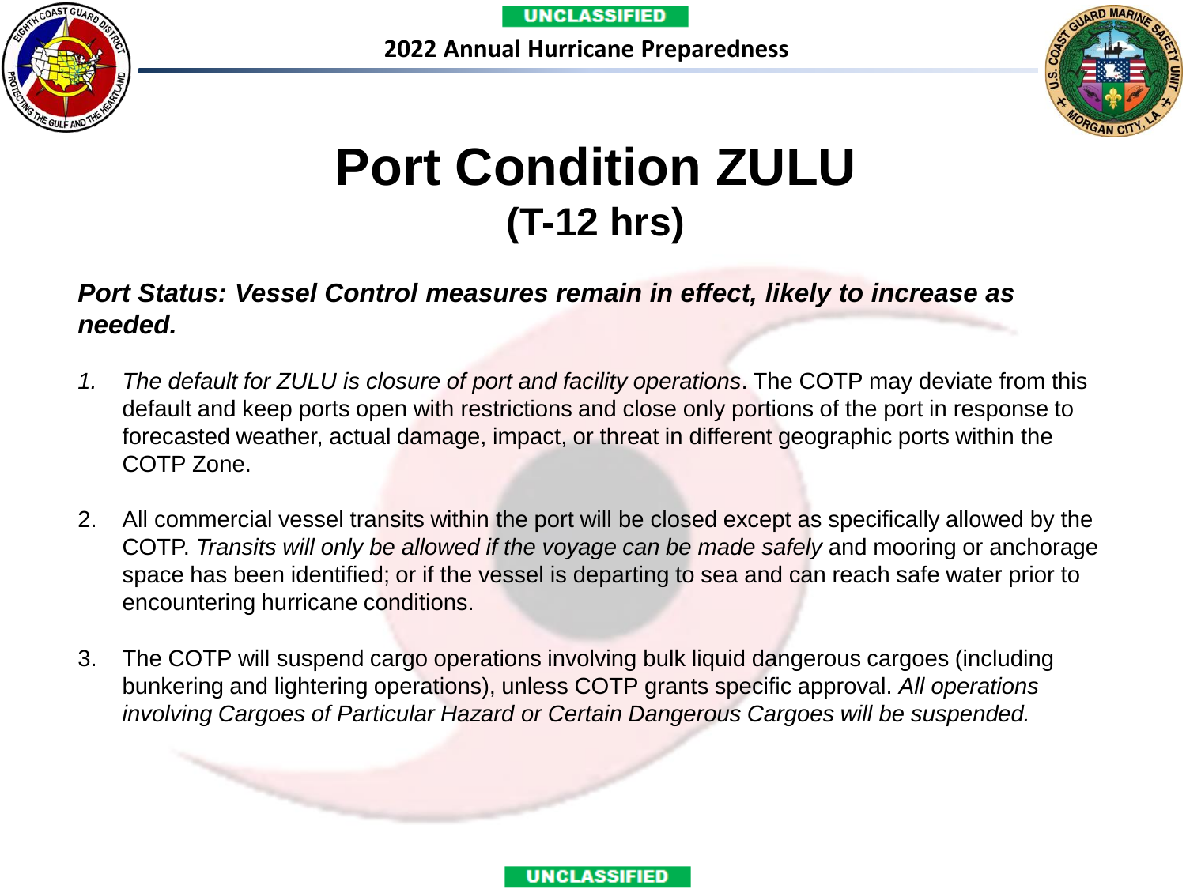# Port Condition ZULU
## (T-12 hrs)

***Port Status: Vessel Control measures remain in effect, likely to increase as needed.***

1. *The default for ZULU is closure of port and facility operations*. The COTP may deviate from this default and keep ports open with restrictions and close only portions of the port in response to forecasted weather, actual damage, impact, or threat in different geographic ports within the COTP Zone.

2. All commercial vessel transits within the port will be closed except as specifically allowed by the COTP. *Transits will only be allowed if the voyage can be made safely* and mooring or anchorage space has been identified; or if the vessel is departing to sea and can reach safe water prior to encountering hurricane conditions.

3. The COTP will suspend cargo operations involving bulk liquid dangerous cargoes (including bunkering and lightering operations), unless COTP grants specific approval. *All operations involving Cargoes of Particular Hazard or Certain Dangerous Cargoes will be suspended.*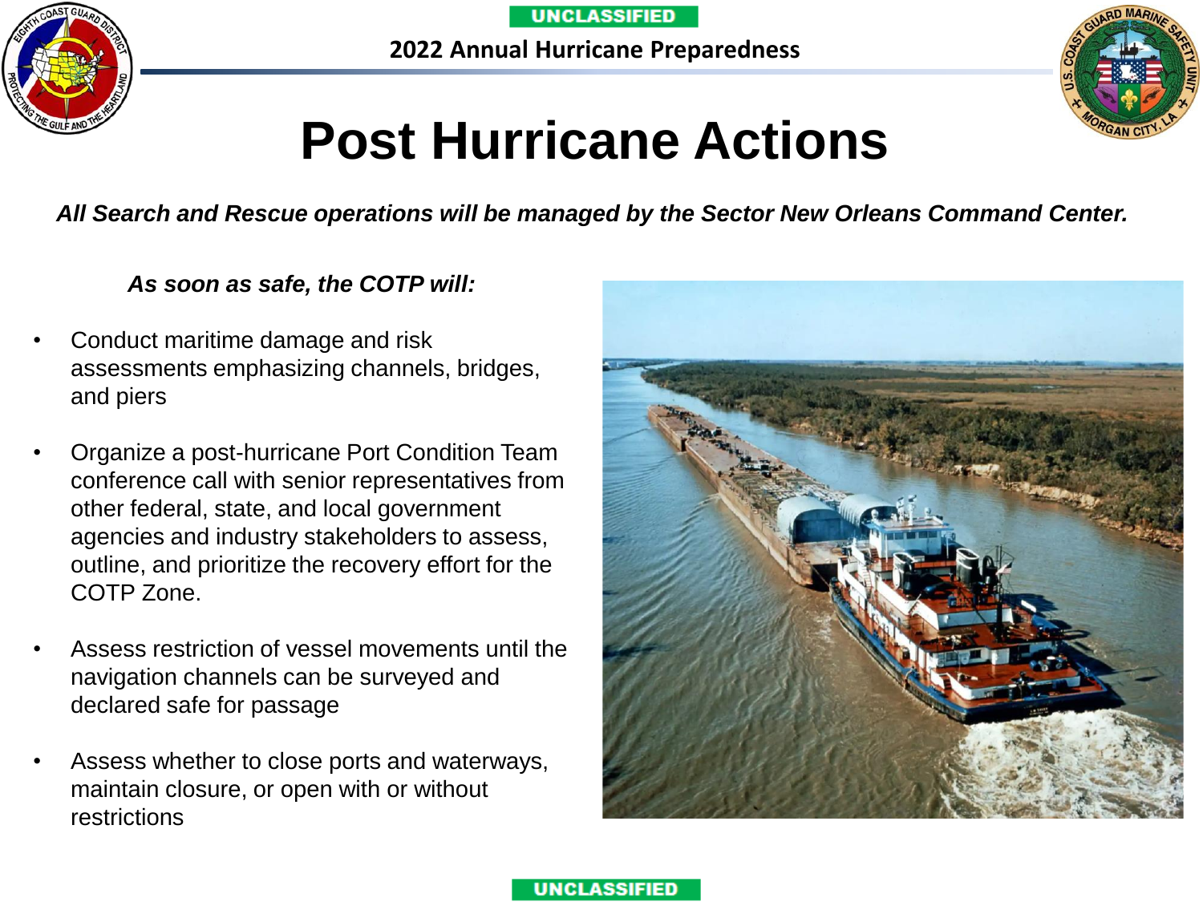# Post Hurricane Actions

***All Search and Rescue operations will be managed by the Sector New Orleans Command Center.***

***As soon as safe, the COTP will:***

- Conduct maritime damage and risk assessments emphasizing channels, bridges, and piers
- Organize a post-hurricane Port Condition Team conference call with senior representatives from other federal, state, and local government agencies and industry stakeholders to assess, outline, and prioritize the recovery effort for the COTP Zone.
- Assess restriction of vessel movements until the navigation channels can be surveyed and declared safe for passage
- Assess whether to close ports and waterways, maintain closure, or open with or without restrictions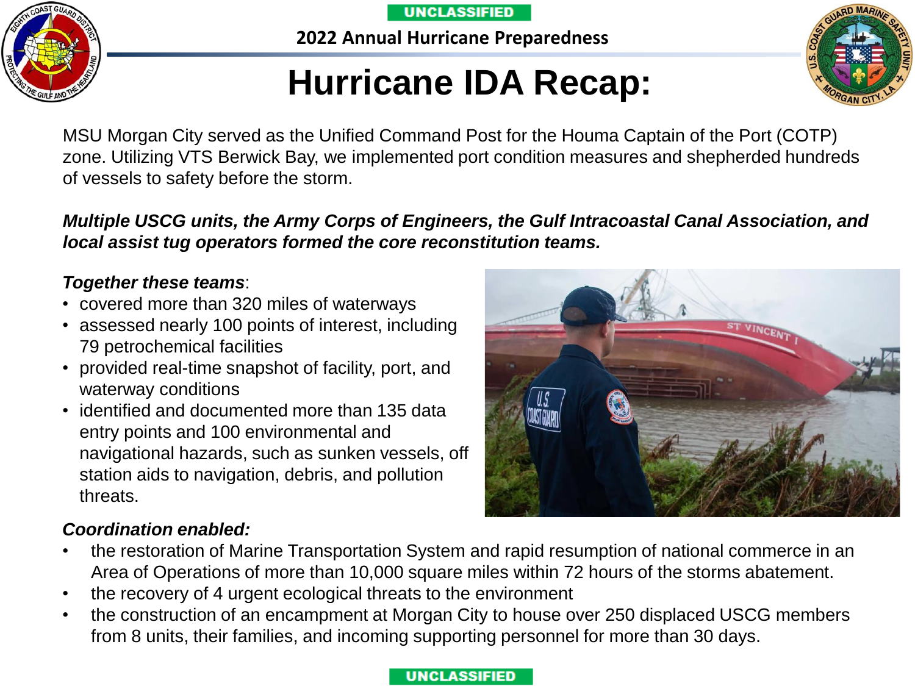UNCLASSIFIED

2022 Annual Hurricane Preparedness

# Hurricane IDA Recap:

MSU Morgan City served as the Unified Command Post for the Houma Captain of the Port (COTP) zone. Utilizing VTS Berwick Bay, we implemented port condition measures and shepherded hundreds of vessels to safety before the storm.

***Multiple USCG units, the Army Corps of Engineers, the Gulf Intracoastal Canal Association, and local assist tug operators formed the core reconstitution teams.***

***Together these teams***:

- covered more than 320 miles of waterways
- assessed nearly 100 points of interest, including 79 petrochemical facilities
- provided real-time snapshot of facility, port, and waterway conditions
- identified and documented more than 135 data entry points and 100 environmental and navigational hazards, such as sunken vessels, off station aids to navigation, debris, and pollution threats.

***Coordination enabled:***

- the restoration of Marine Transportation System and rapid resumption of national commerce in an Area of Operations of more than 10,000 square miles within 72 hours of the storms abatement.
- the recovery of 4 urgent ecological threats to the environment
- the construction of an encampment at Morgan City to house over 250 displaced USCG members from 8 units, their families, and incoming supporting personnel for more than 30 days.

UNCLASSIFIED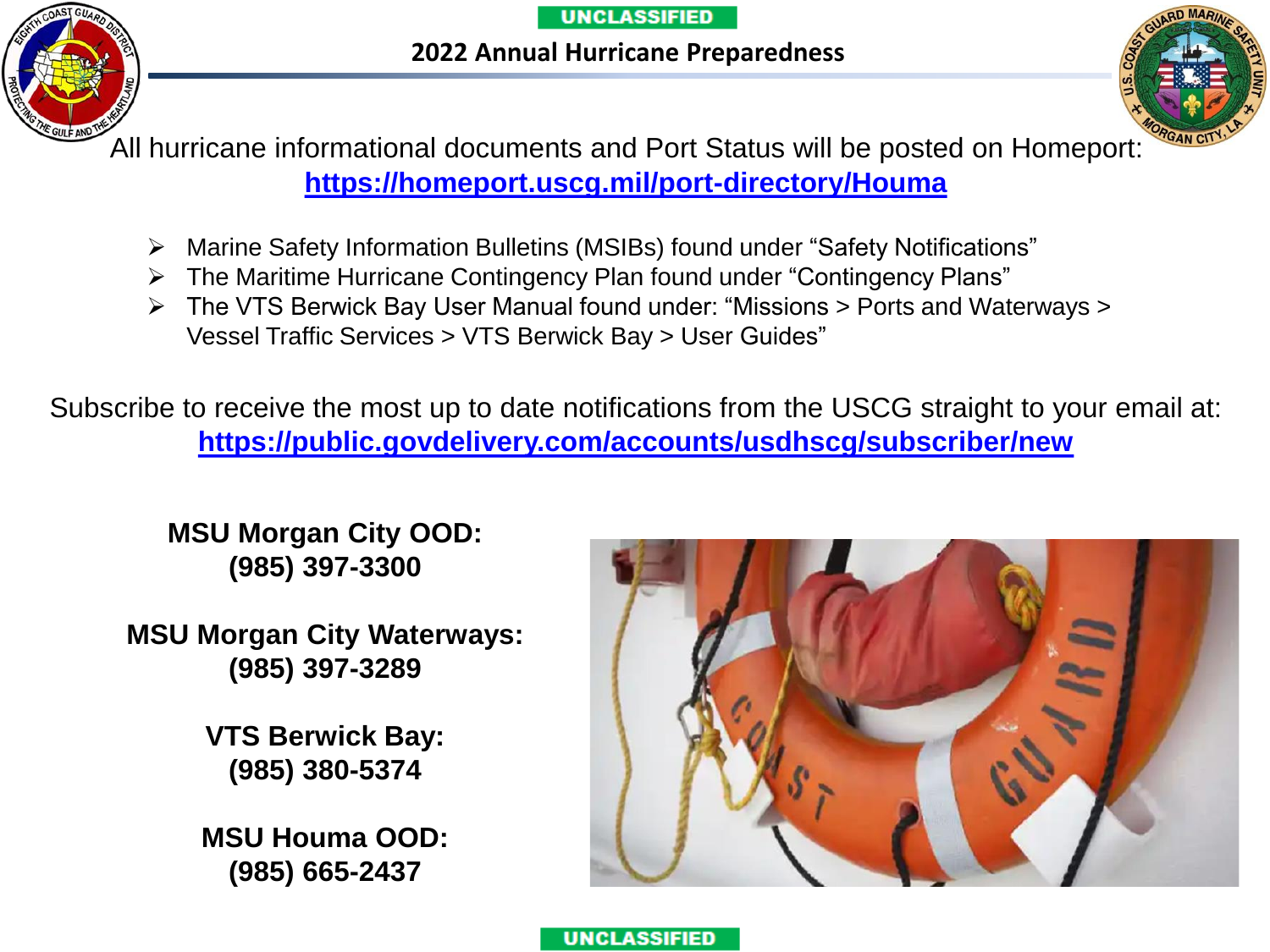UNCLASSIFIED

# 2022 Annual Hurricane Preparedness

All hurricane informational documents and Port Status will be posted on Homeport:
**https://homeport.uscg.mil/port-directory/Houma**

- Marine Safety Information Bulletins (MSIBs) found under "Safety Notifications"
- The Maritime Hurricane Contingency Plan found under "Contingency Plans"
- The VTS Berwick Bay User Manual found under: "Missions > Ports and Waterways > Vessel Traffic Services > VTS Berwick Bay > User Guides"

Subscribe to receive the most up to date notifications from the USCG straight to your email at:
**https://public.govdelivery.com/accounts/usdhscg/subscriber/new**

**MSU Morgan City OOD:**
**(985) 397-3300**

**MSU Morgan City Waterways:**
**(985) 397-3289**

**VTS Berwick Bay:**
**(985) 380-5374**

**MSU Houma OOD:**
**(985) 665-2437**

UNCLASSIFIED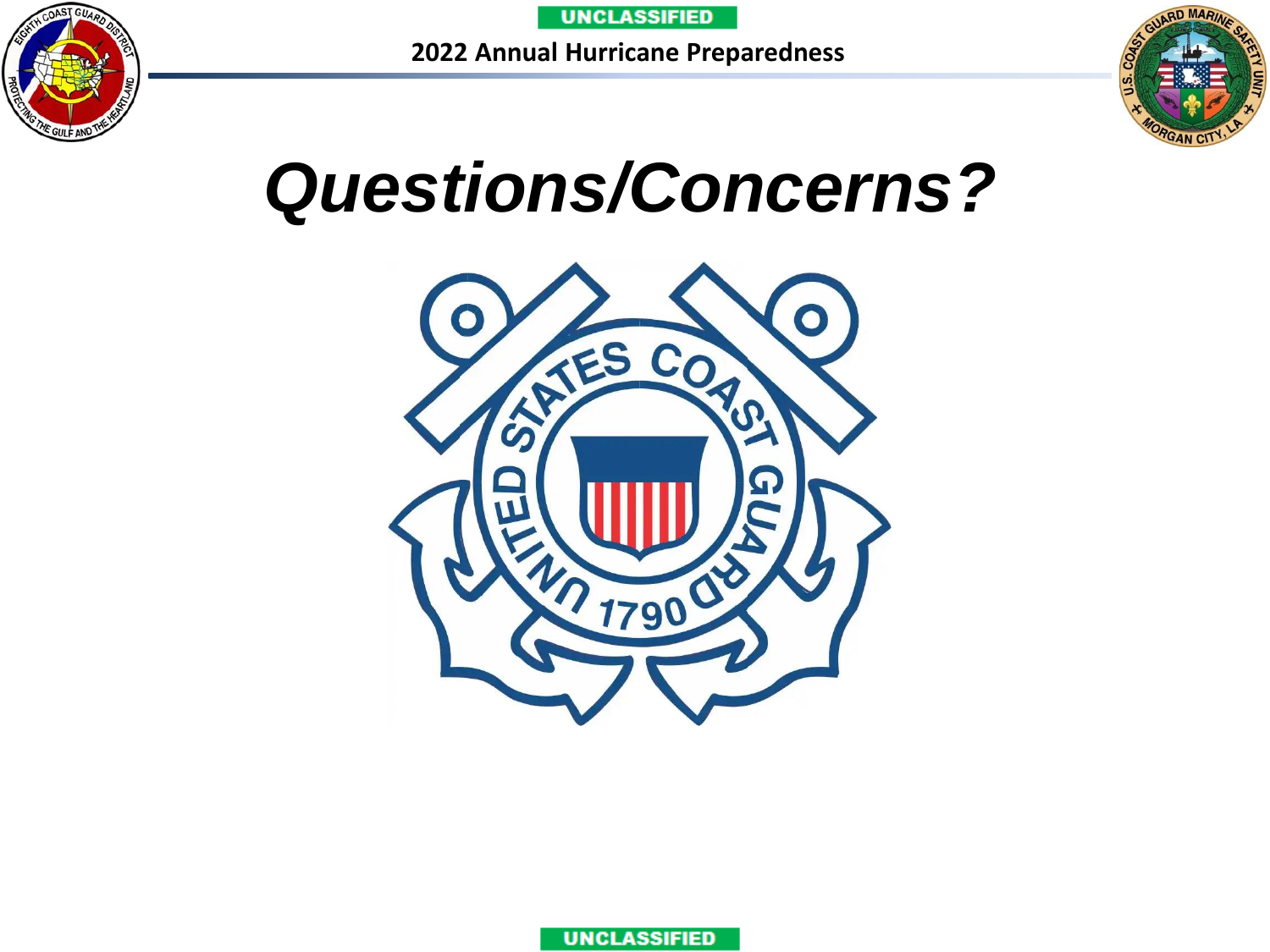# *Questions/Concerns?*